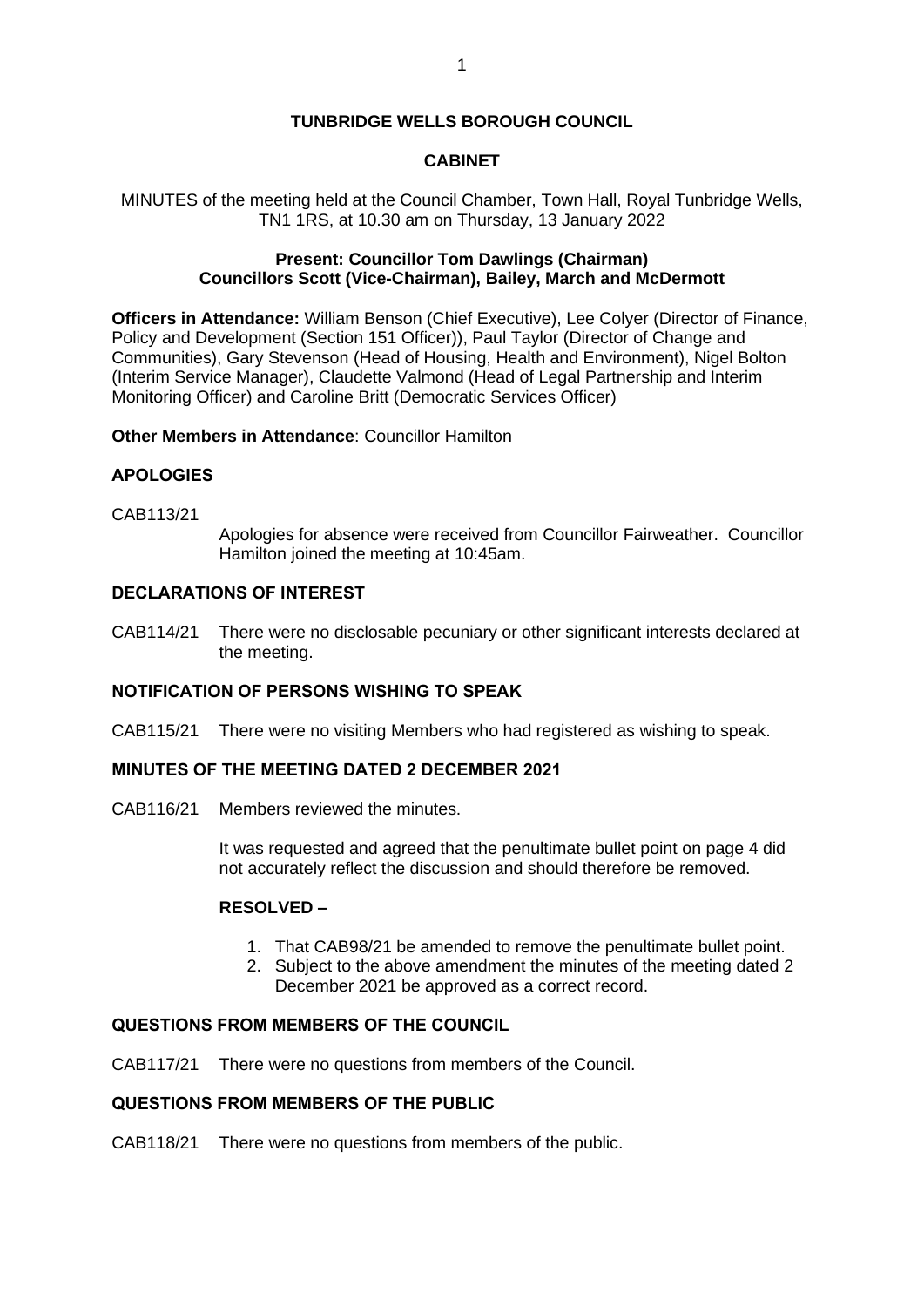**TUNBRIDGE WELLS BOROUGH COUNCIL**

**CABINET**

MINUTES of the meeting held at the Council Chamber, Town Hall, Royal Tunbridge Wells, TN1 1RS, at 10.30 am on Thursday, 13 January 2022

**Present: Councillor Tom Dawlings (Chairman)**
**Councillors Scott (Vice-Chairman), Bailey, March and McDermott**

**Officers in Attendance:** William Benson (Chief Executive), Lee Colyer (Director of Finance, Policy and Development (Section 151 Officer)), Paul Taylor (Director of Change and Communities), Gary Stevenson (Head of Housing, Health and Environment), Nigel Bolton (Interim Service Manager), Claudette Valmond (Head of Legal Partnership and Interim Monitoring Officer) and Caroline Britt (Democratic Services Officer)

**Other Members in Attendance**: Councillor Hamilton

## APOLOGIES

CAB113/21 Apologies for absence were received from Councillor Fairweather. Councillor Hamilton joined the meeting at 10:45am.

## DECLARATIONS OF INTEREST

CAB114/21 There were no disclosable pecuniary or other significant interests declared at the meeting.

## NOTIFICATION OF PERSONS WISHING TO SPEAK

CAB115/21 There were no visiting Members who had registered as wishing to speak.

## MINUTES OF THE MEETING DATED 2 DECEMBER 2021

CAB116/21 Members reviewed the minutes.

It was requested and agreed that the penultimate bullet point on page 4 did not accurately reflect the discussion and should therefore be removed.

**RESOLVED –**

1. That CAB98/21 be amended to remove the penultimate bullet point.
2. Subject to the above amendment the minutes of the meeting dated 2 December 2021 be approved as a correct record.

## QUESTIONS FROM MEMBERS OF THE COUNCIL

CAB117/21 There were no questions from members of the Council.

## QUESTIONS FROM MEMBERS OF THE PUBLIC

CAB118/21 There were no questions from members of the public.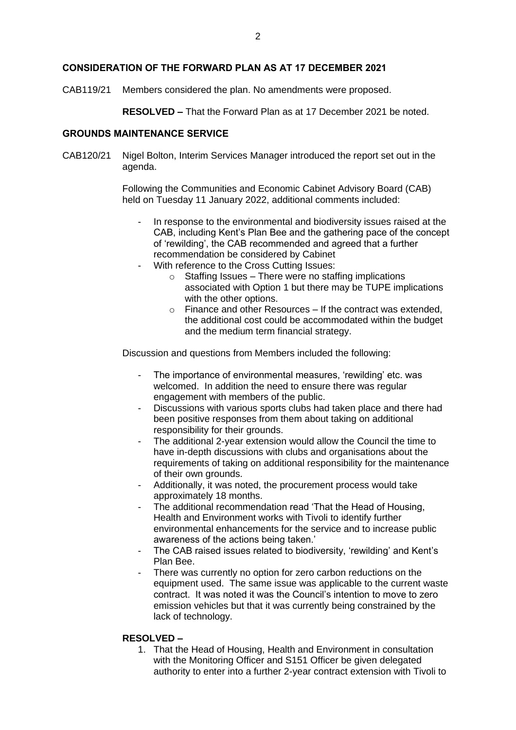## CONSIDERATION OF THE FORWARD PLAN AS AT 17 DECEMBER 2021

CAB119/21 Members considered the plan. No amendments were proposed.

**RESOLVED –** That the Forward Plan as at 17 December 2021 be noted.

## GROUNDS MAINTENANCE SERVICE

CAB120/21 Nigel Bolton, Interim Services Manager introduced the report set out in the agenda.

Following the Communities and Economic Cabinet Advisory Board (CAB) held on Tuesday 11 January 2022, additional comments included:

- In response to the environmental and biodiversity issues raised at the CAB, including Kent's Plan Bee and the gathering pace of the concept of 'rewilding', the CAB recommended and agreed that a further recommendation be considered by Cabinet
- With reference to the Cross Cutting Issues:
    - Staffing Issues – There were no staffing implications associated with Option 1 but there may be TUPE implications with the other options.
    - Finance and other Resources – If the contract was extended, the additional cost could be accommodated within the budget and the medium term financial strategy.

Discussion and questions from Members included the following:

- The importance of environmental measures, 'rewilding' etc. was welcomed. In addition the need to ensure there was regular engagement with members of the public.
- Discussions with various sports clubs had taken place and there had been positive responses from them about taking on additional responsibility for their grounds.
- The additional 2-year extension would allow the Council the time to have in-depth discussions with clubs and organisations about the requirements of taking on additional responsibility for the maintenance of their own grounds.
- Additionally, it was noted, the procurement process would take approximately 18 months.
- The additional recommendation read 'That the Head of Housing, Health and Environment works with Tivoli to identify further environmental enhancements for the service and to increase public awareness of the actions being taken.'
- The CAB raised issues related to biodiversity, 'rewilding' and Kent's Plan Bee.
- There was currently no option for zero carbon reductions on the equipment used. The same issue was applicable to the current waste contract. It was noted it was the Council's intention to move to zero emission vehicles but that it was currently being constrained by the lack of technology.

**RESOLVED –**

1. That the Head of Housing, Health and Environment in consultation with the Monitoring Officer and S151 Officer be given delegated authority to enter into a further 2-year contract extension with Tivoli to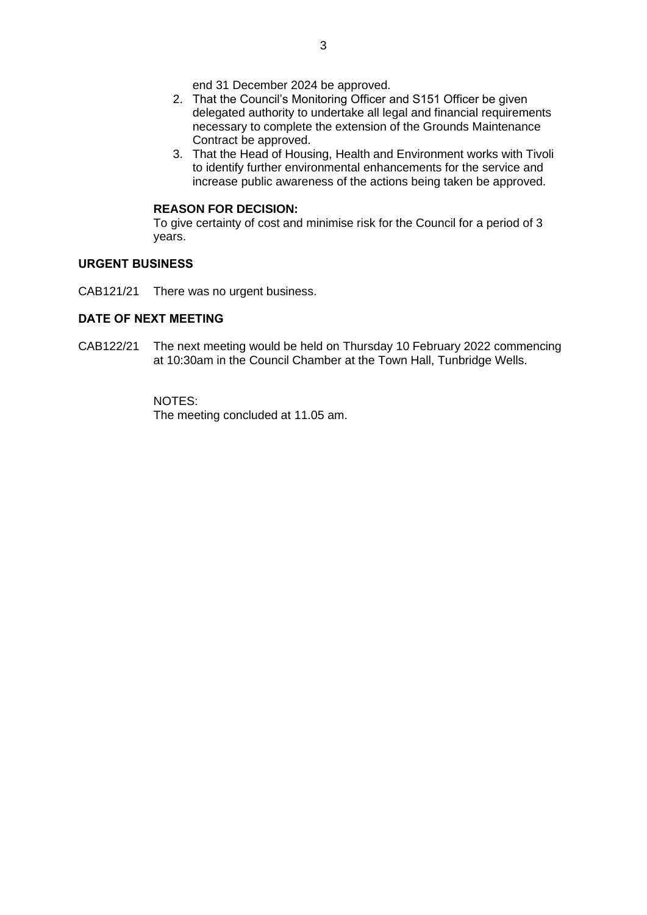end 31 December 2024 be approved.

2. That the Council's Monitoring Officer and S151 Officer be given delegated authority to undertake all legal and financial requirements necessary to complete the extension of the Grounds Maintenance Contract be approved.
3. That the Head of Housing, Health and Environment works with Tivoli to identify further environmental enhancements for the service and increase public awareness of the actions being taken be approved.

**REASON FOR DECISION:**

To give certainty of cost and minimise risk for the Council for a period of 3 years.

**URGENT BUSINESS**

CAB121/21 There was no urgent business.

**DATE OF NEXT MEETING**

CAB122/21 The next meeting would be held on Thursday 10 February 2022 commencing at 10:30am in the Council Chamber at the Town Hall, Tunbridge Wells.

NOTES:
The meeting concluded at 11.05 am.